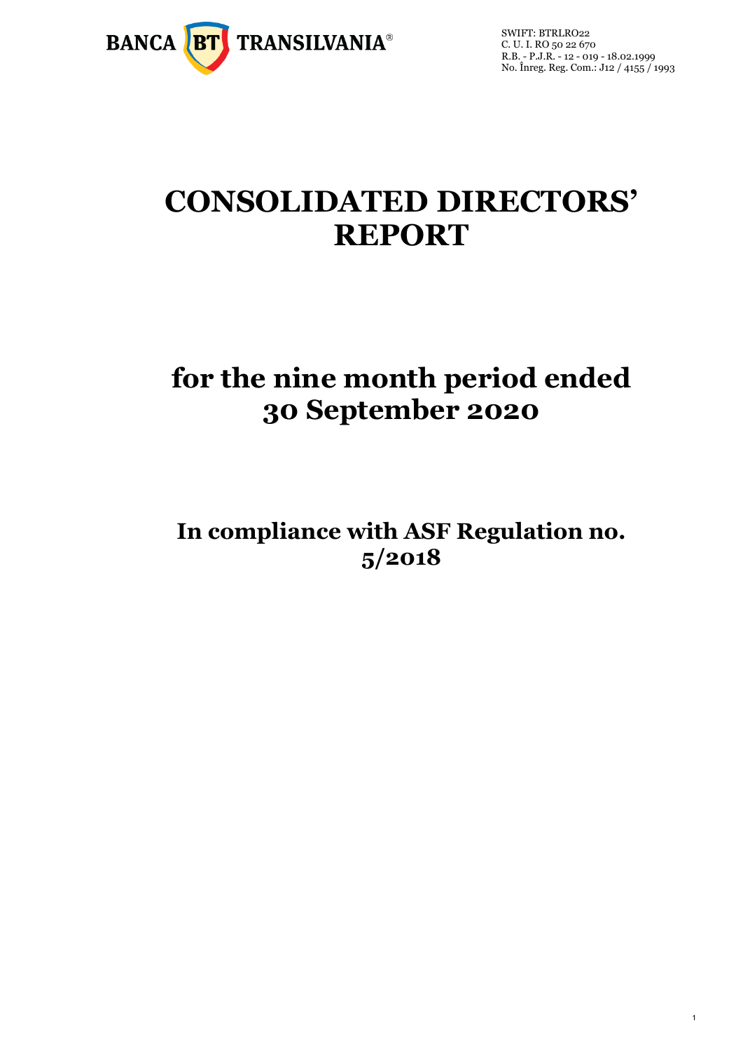BANCA BT TRANSILVANIA®

SWIFT: BTRLRO22
C. U. I. RO 50 22 670
R.B. - P.J.R. - 12 - 019 - 18.02.1999
No. Înreg. Reg. Com.: J12 / 4155 / 1993

# CONSOLIDATED DIRECTORS' REPORT

# for the nine month period ended 30 September 2020

## In compliance with ASF Regulation no. 5/2018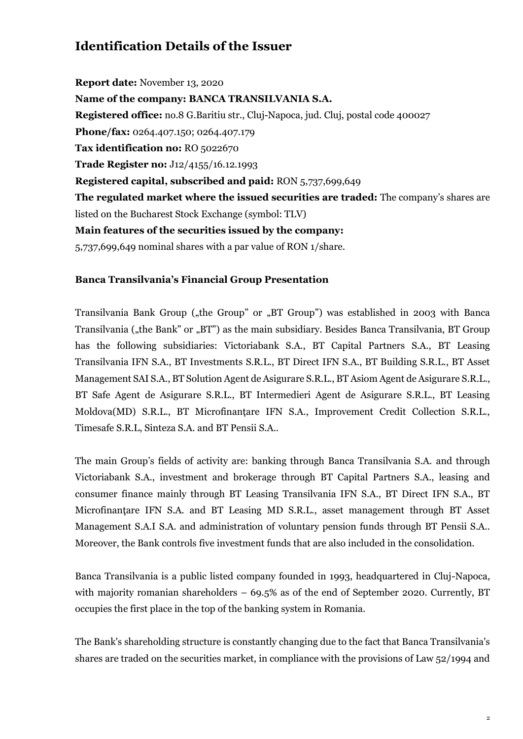## Identification Details of the Issuer

**Report date:** November 13, 2020
**Name of the company: BANCA TRANSILVANIA S.A.**
**Registered office:** no.8 G.Baritiu str., Cluj-Napoca, jud. Cluj, postal code 400027
**Phone/fax:** 0264.407.150; 0264.407.179
**Tax identification no:** RO 5022670
**Trade Register no:** J12/4155/16.12.1993
**Registered capital, subscribed and paid:** RON 5,737,699,649
**The regulated market where the issued securities are traded:** The company's shares are listed on the Bucharest Stock Exchange (symbol: TLV)
**Main features of the securities issued by the company:**
5,737,699,649 nominal shares with a par value of RON 1/share.

**Banca Transilvania's Financial Group Presentation**

Transilvania Bank Group („the Group" or „BT Group") was established in 2003 with Banca Transilvania („the Bank" or „BT") as the main subsidiary. Besides Banca Transilvania, BT Group has the following subsidiaries: Victoriabank S.A., BT Capital Partners S.A., BT Leasing Transilvania IFN S.A., BT Investments S.R.L., BT Direct IFN S.A., BT Building S.R.L., BT Asset Management SAI S.A., BT Solution Agent de Asigurare S.R.L., BT Asiom Agent de Asigurare S.R.L., BT Safe Agent de Asigurare S.R.L., BT Intermedieri Agent de Asigurare S.R.L., BT Leasing Moldova(MD) S.R.L., BT Microfinanţare IFN S.A., Improvement Credit Collection S.R.L., Timesafe S.R.L, Sinteza S.A. and BT Pensii S.A..

The main Group's fields of activity are: banking through Banca Transilvania S.A. and through Victoriabank S.A., investment and brokerage through BT Capital Partners S.A., leasing and consumer finance mainly through BT Leasing Transilvania IFN S.A., BT Direct IFN S.A., BT Microfinanţare IFN S.A. and BT Leasing MD S.R.L., asset management through BT Asset Management S.A.I S.A. and administration of voluntary pension funds through BT Pensii S.A.. Moreover, the Bank controls five investment funds that are also included in the consolidation.

Banca Transilvania is a public listed company founded in 1993, headquartered in Cluj-Napoca, with majority romanian shareholders – 69.5% as of the end of September 2020. Currently, BT occupies the first place in the top of the banking system in Romania.

The Bank's shareholding structure is constantly changing due to the fact that Banca Transilvania's shares are traded on the securities market, in compliance with the provisions of Law 52/1994 and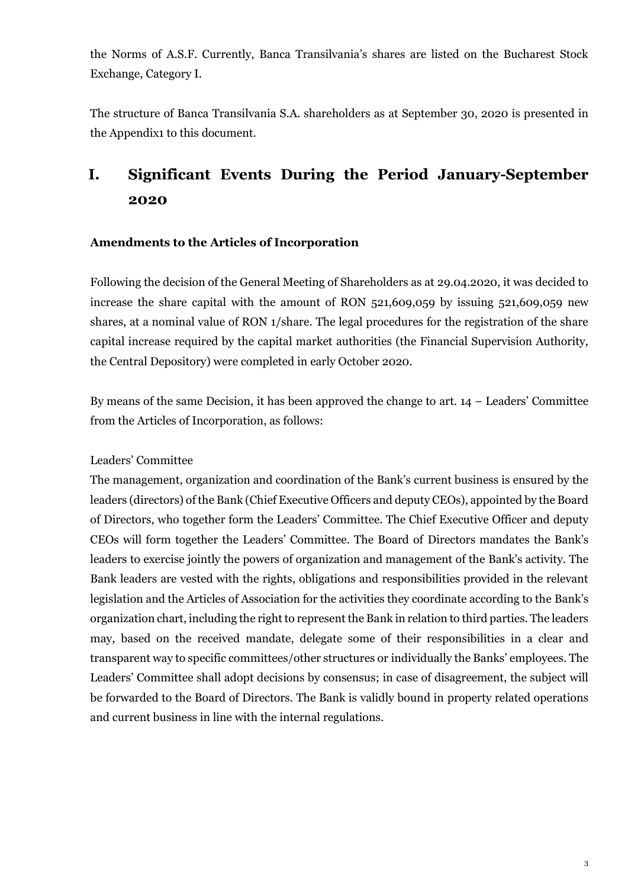the Norms of A.S.F. Currently, Banca Transilvania's shares are listed on the Bucharest Stock Exchange, Category I.

The structure of Banca Transilvania S.A. shareholders as at September 30, 2020 is presented in the Appendix1 to this document.

# I. Significant Events During the Period January-September 2020

### Amendments to the Articles of Incorporation

Following the decision of the General Meeting of Shareholders as at 29.04.2020, it was decided to increase the share capital with the amount of RON 521,609,059 by issuing 521,609,059 new shares, at a nominal value of RON 1/share. The legal procedures for the registration of the share capital increase required by the capital market authorities (the Financial Supervision Authority, the Central Depository) were completed in early October 2020.

By means of the same Decision, it has been approved the change to art. 14 – Leaders' Committee from the Articles of Incorporation, as follows:

Leaders' Committee

The management, organization and coordination of the Bank's current business is ensured by the leaders (directors) of the Bank (Chief Executive Officers and deputy CEOs), appointed by the Board of Directors, who together form the Leaders' Committee. The Chief Executive Officer and deputy CEOs will form together the Leaders' Committee. The Board of Directors mandates the Bank's leaders to exercise jointly the powers of organization and management of the Bank's activity. The Bank leaders are vested with the rights, obligations and responsibilities provided in the relevant legislation and the Articles of Association for the activities they coordinate according to the Bank's organization chart, including the right to represent the Bank in relation to third parties. The leaders may, based on the received mandate, delegate some of their responsibilities in a clear and transparent way to specific committees/other structures or individually the Banks' employees. The Leaders' Committee shall adopt decisions by consensus; in case of disagreement, the subject will be forwarded to the Board of Directors. The Bank is validly bound in property related operations and current business in line with the internal regulations.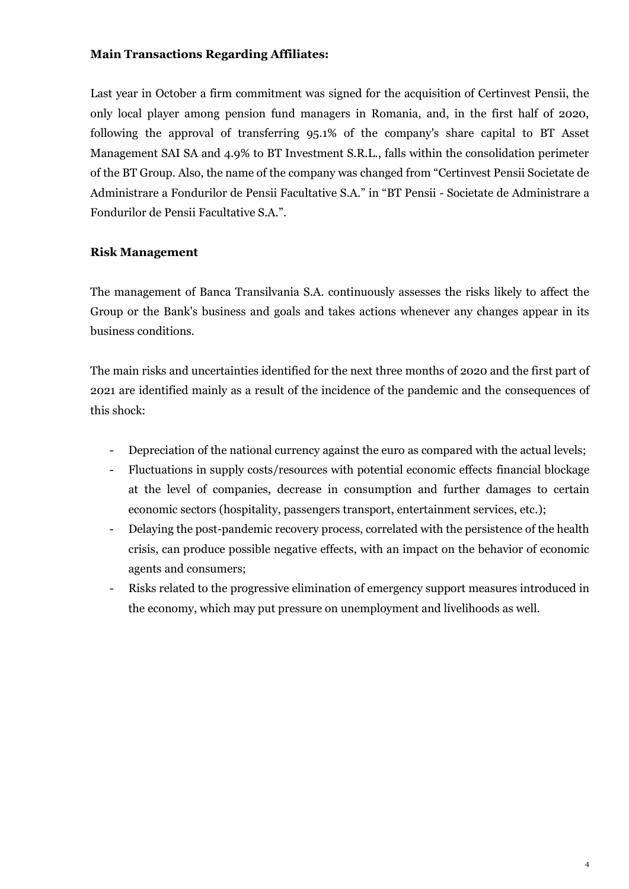**Main Transactions Regarding Affiliates:**

Last year in October a firm commitment was signed for the acquisition of Certinvest Pensii, the only local player among pension fund managers in Romania, and, in the first half of 2020, following the approval of transferring 95.1% of the company's share capital to BT Asset Management SAI SA and 4.9% to BT Investment S.R.L., falls within the consolidation perimeter of the BT Group. Also, the name of the company was changed from "Certinvest Pensii Societate de Administrare a Fondurilor de Pensii Facultative S.A." in "BT Pensii - Societate de Administrare a Fondurilor de Pensii Facultative S.A.".

**Risk Management**

The management of Banca Transilvania S.A. continuously assesses the risks likely to affect the Group or the Bank's business and goals and takes actions whenever any changes appear in its business conditions.

The main risks and uncertainties identified for the next three months of 2020 and the first part of 2021 are identified mainly as a result of the incidence of the pandemic and the consequences of this shock:

- Depreciation of the national currency against the euro as compared with the actual levels;
- Fluctuations in supply costs/resources with potential economic effects financial blockage at the level of companies, decrease in consumption and further damages to certain economic sectors (hospitality, passengers transport, entertainment services, etc.);
- Delaying the post-pandemic recovery process, correlated with the persistence of the health crisis, can produce possible negative effects, with an impact on the behavior of economic agents and consumers;
- Risks related to the progressive elimination of emergency support measures introduced in the economy, which may put pressure on unemployment and livelihoods as well.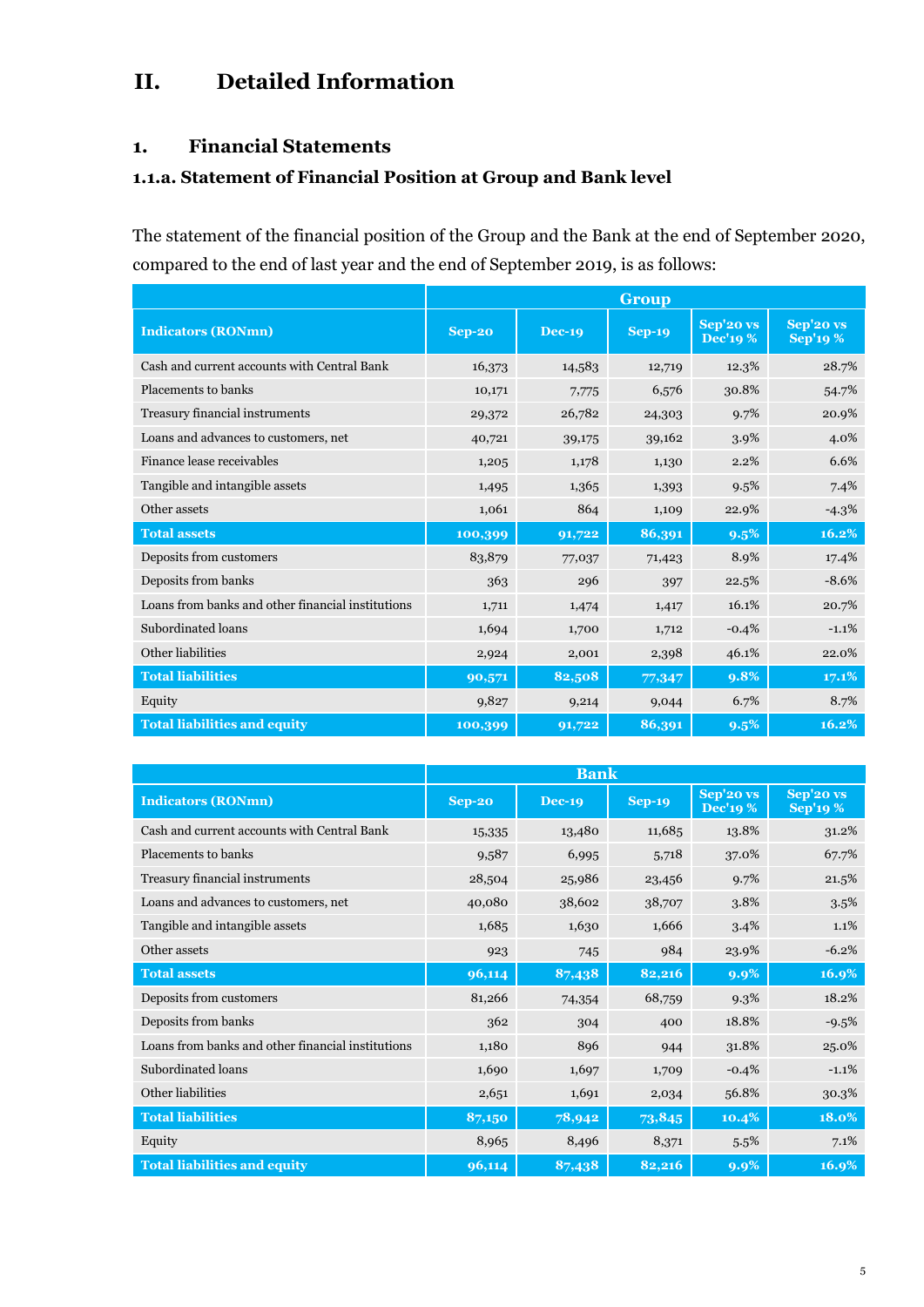# II. Detailed Information

## 1. Financial Statements

### 1.1.a. Statement of Financial Position at Group and Bank level

The statement of the financial position of the Group and the Bank at the end of September 2020, compared to the end of last year and the end of September 2019, is as follows:

| | Group | | | | |
|---|---|---|---|---|---|
| **Indicators (RONmn)** | **Sep-20** | **Dec-19** | **Sep-19** | **Sep'20 vs Dec'19 %** | **Sep'20 vs Sep'19 %** |
| Cash and current accounts with Central Bank | 16,373 | 14,583 | 12,719 | 12.3% | 28.7% |
| Placements to banks | 10,171 | 7,775 | 6,576 | 30.8% | 54.7% |
| Treasury financial instruments | 29,372 | 26,782 | 24,303 | 9.7% | 20.9% |
| Loans and advances to customers, net | 40,721 | 39,175 | 39,162 | 3.9% | 4.0% |
| Finance lease receivables | 1,205 | 1,178 | 1,130 | 2.2% | 6.6% |
| Tangible and intangible assets | 1,495 | 1,365 | 1,393 | 9.5% | 7.4% |
| Other assets | 1,061 | 864 | 1,109 | 22.9% | -4.3% |
| **Total assets** | **100,399** | **91,722** | **86,391** | **9.5%** | **16.2%** |
| Deposits from customers | 83,879 | 77,037 | 71,423 | 8.9% | 17.4% |
| Deposits from banks | 363 | 296 | 397 | 22.5% | -8.6% |
| Loans from banks and other financial institutions | 1,711 | 1,474 | 1,417 | 16.1% | 20.7% |
| Subordinated loans | 1,694 | 1,700 | 1,712 | -0.4% | -1.1% |
| Other liabilities | 2,924 | 2,001 | 2,398 | 46.1% | 22.0% |
| **Total liabilities** | **90,571** | **82,508** | **77,347** | **9.8%** | **17.1%** |
| Equity | 9,827 | 9,214 | 9,044 | 6.7% | 8.7% |
| **Total liabilities and equity** | **100,399** | **91,722** | **86,391** | **9.5%** | **16.2%** |

| | Bank | | | | |
|---|---|---|---|---|---|
| **Indicators (RONmn)** | **Sep-20** | **Dec-19** | **Sep-19** | **Sep'20 vs Dec'19 %** | **Sep'20 vs Sep'19 %** |
| Cash and current accounts with Central Bank | 15,335 | 13,480 | 11,685 | 13.8% | 31.2% |
| Placements to banks | 9,587 | 6,995 | 5,718 | 37.0% | 67.7% |
| Treasury financial instruments | 28,504 | 25,986 | 23,456 | 9.7% | 21.5% |
| Loans and advances to customers, net | 40,080 | 38,602 | 38,707 | 3.8% | 3.5% |
| Tangible and intangible assets | 1,685 | 1,630 | 1,666 | 3.4% | 1.1% |
| Other assets | 923 | 745 | 984 | 23.9% | -6.2% |
| **Total assets** | **96,114** | **87,438** | **82,216** | **9.9%** | **16.9%** |
| Deposits from customers | 81,266 | 74,354 | 68,759 | 9.3% | 18.2% |
| Deposits from banks | 362 | 304 | 400 | 18.8% | -9.5% |
| Loans from banks and other financial institutions | 1,180 | 896 | 944 | 31.8% | 25.0% |
| Subordinated loans | 1,690 | 1,697 | 1,709 | -0.4% | -1.1% |
| Other liabilities | 2,651 | 1,691 | 2,034 | 56.8% | 30.3% |
| **Total liabilities** | **87,150** | **78,942** | **73,845** | **10.4%** | **18.0%** |
| Equity | 8,965 | 8,496 | 8,371 | 5.5% | 7.1% |
| **Total liabilities and equity** | **96,114** | **87,438** | **82,216** | **9.9%** | **16.9%** |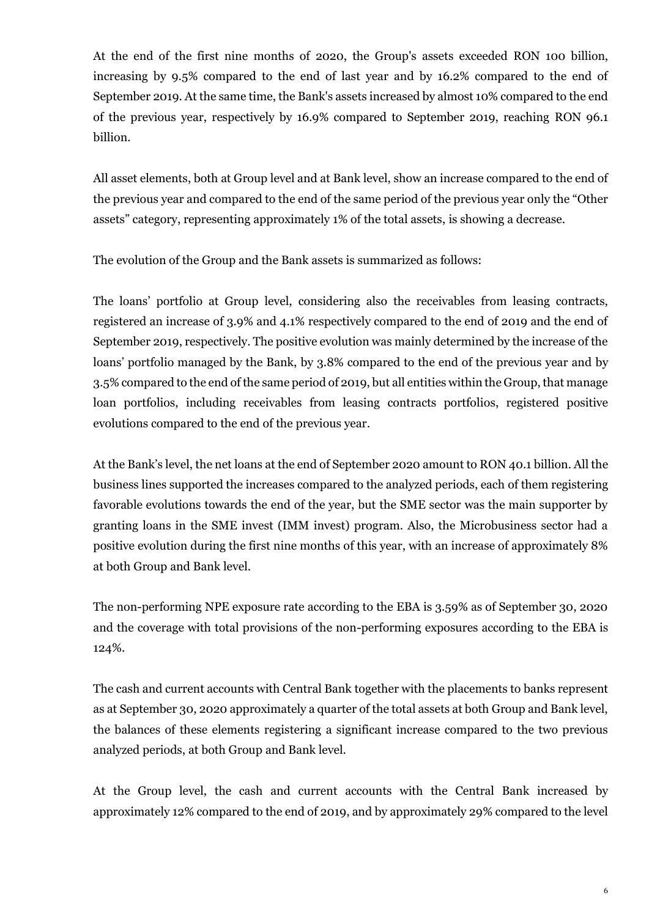At the end of the first nine months of 2020, the Group's assets exceeded RON 100 billion, increasing by 9.5% compared to the end of last year and by 16.2% compared to the end of September 2019. At the same time, the Bank's assets increased by almost 10% compared to the end of the previous year, respectively by 16.9% compared to September 2019, reaching RON 96.1 billion.

All asset elements, both at Group level and at Bank level, show an increase compared to the end of the previous year and compared to the end of the same period of the previous year only the "Other assets" category, representing approximately 1% of the total assets, is showing a decrease.

The evolution of the Group and the Bank assets is summarized as follows:

The loans' portfolio at Group level, considering also the receivables from leasing contracts, registered an increase of 3.9% and 4.1% respectively compared to the end of 2019 and the end of September 2019, respectively. The positive evolution was mainly determined by the increase of the loans' portfolio managed by the Bank, by 3.8% compared to the end of the previous year and by 3.5% compared to the end of the same period of 2019, but all entities within the Group, that manage loan portfolios, including receivables from leasing contracts portfolios, registered positive evolutions compared to the end of the previous year.

At the Bank's level, the net loans at the end of September 2020 amount to RON 40.1 billion. All the business lines supported the increases compared to the analyzed periods, each of them registering favorable evolutions towards the end of the year, but the SME sector was the main supporter by granting loans in the SME invest (IMM invest) program. Also, the Microbusiness sector had a positive evolution during the first nine months of this year, with an increase of approximately 8% at both Group and Bank level.

The non-performing NPE exposure rate according to the EBA is 3.59% as of September 30, 2020 and the coverage with total provisions of the non-performing exposures according to the EBA is 124%.

The cash and current accounts with Central Bank together with the placements to banks represent as at September 30, 2020 approximately a quarter of the total assets at both Group and Bank level, the balances of these elements registering a significant increase compared to the two previous analyzed periods, at both Group and Bank level.

At the Group level, the cash and current accounts with the Central Bank increased by approximately 12% compared to the end of 2019, and by approximately 29% compared to the level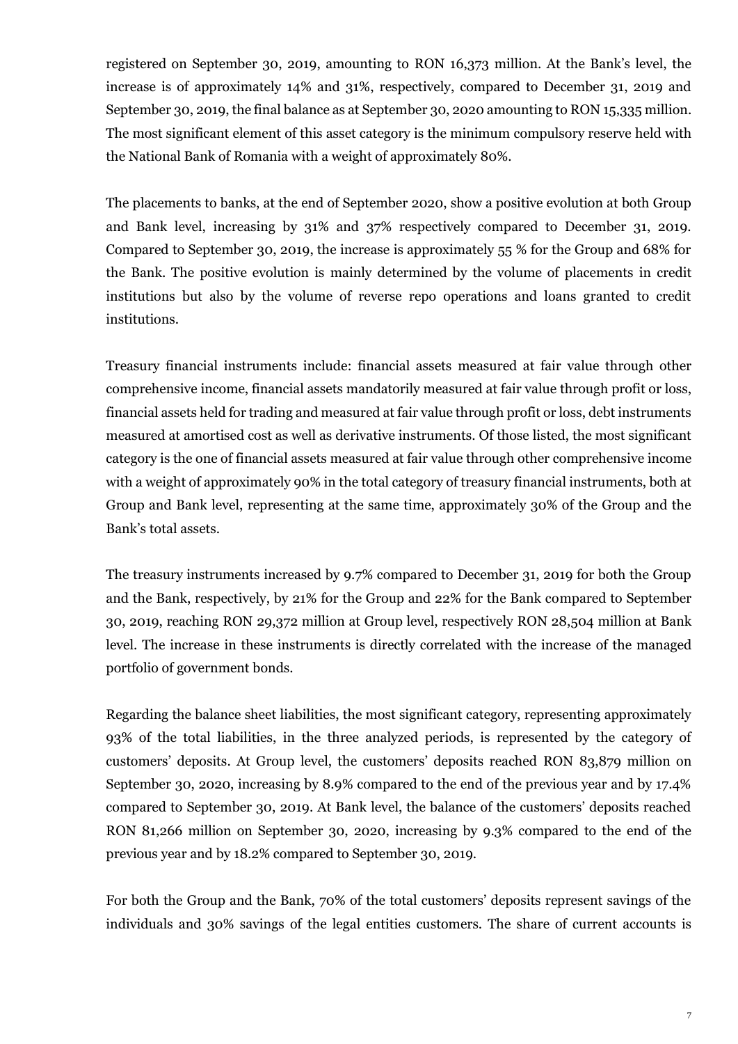registered on September 30, 2019, amounting to RON 16,373 million. At the Bank's level, the increase is of approximately 14% and 31%, respectively, compared to December 31, 2019 and September 30, 2019, the final balance as at September 30, 2020 amounting to RON 15,335 million. The most significant element of this asset category is the minimum compulsory reserve held with the National Bank of Romania with a weight of approximately 80%.

The placements to banks, at the end of September 2020, show a positive evolution at both Group and Bank level, increasing by 31% and 37% respectively compared to December 31, 2019. Compared to September 30, 2019, the increase is approximately 55 % for the Group and 68% for the Bank. The positive evolution is mainly determined by the volume of placements in credit institutions but also by the volume of reverse repo operations and loans granted to credit institutions.

Treasury financial instruments include: financial assets measured at fair value through other comprehensive income, financial assets mandatorily measured at fair value through profit or loss, financial assets held for trading and measured at fair value through profit or loss, debt instruments measured at amortised cost as well as derivative instruments. Of those listed, the most significant category is the one of financial assets measured at fair value through other comprehensive income with a weight of approximately 90% in the total category of treasury financial instruments, both at Group and Bank level, representing at the same time, approximately 30% of the Group and the Bank's total assets.

The treasury instruments increased by 9.7% compared to December 31, 2019 for both the Group and the Bank, respectively, by 21% for the Group and 22% for the Bank compared to September 30, 2019, reaching RON 29,372 million at Group level, respectively RON 28,504 million at Bank level. The increase in these instruments is directly correlated with the increase of the managed portfolio of government bonds.

Regarding the balance sheet liabilities, the most significant category, representing approximately 93% of the total liabilities, in the three analyzed periods, is represented by the category of customers' deposits. At Group level, the customers' deposits reached RON 83,879 million on September 30, 2020, increasing by 8.9% compared to the end of the previous year and by 17.4% compared to September 30, 2019. At Bank level, the balance of the customers' deposits reached RON 81,266 million on September 30, 2020, increasing by 9.3% compared to the end of the previous year and by 18.2% compared to September 30, 2019.

For both the Group and the Bank, 70% of the total customers' deposits represent savings of the individuals and 30% savings of the legal entities customers. The share of current accounts is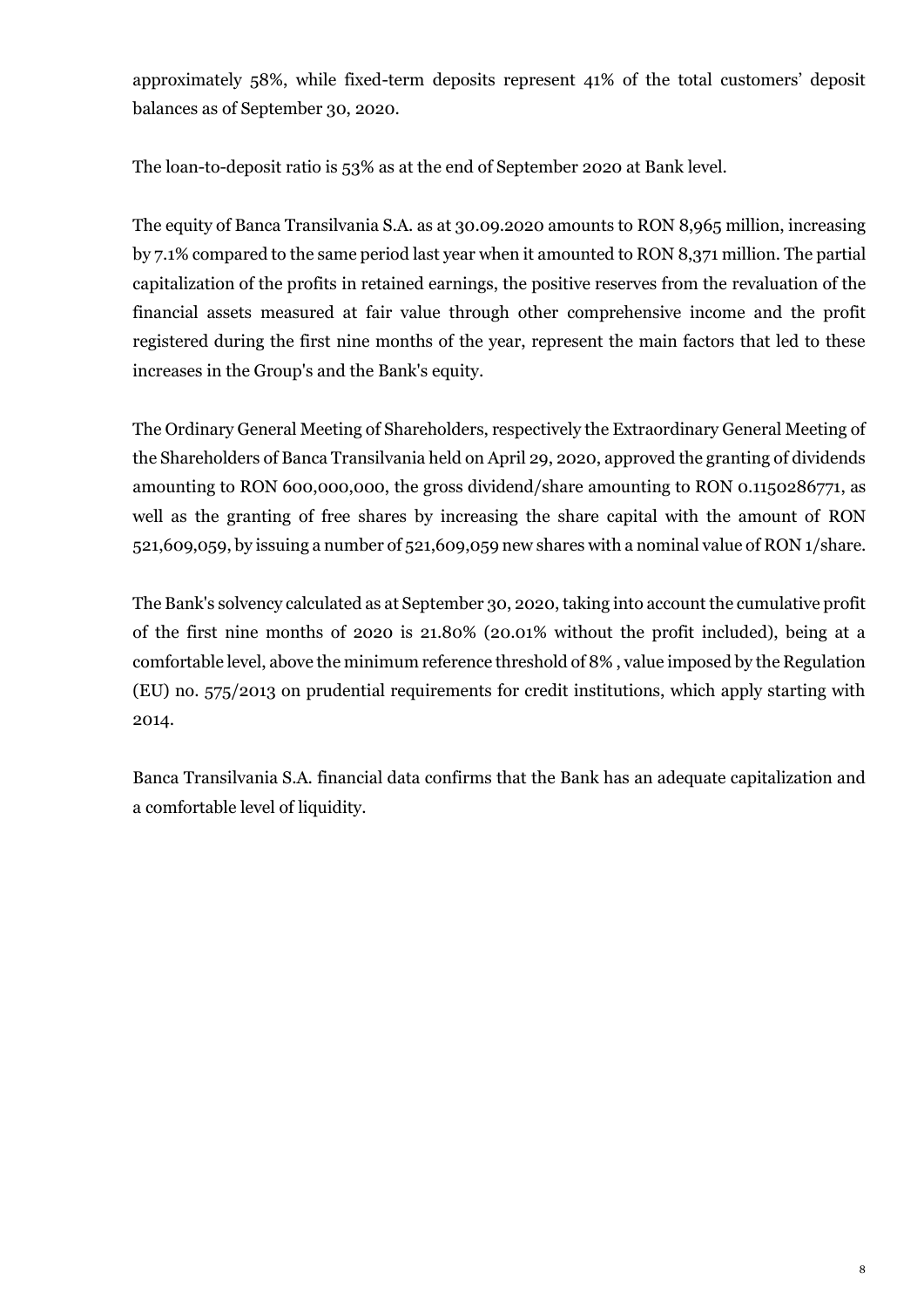approximately 58%, while fixed-term deposits represent 41% of the total customers' deposit balances as of September 30, 2020.

The loan-to-deposit ratio is 53% as at the end of September 2020 at Bank level.

The equity of Banca Transilvania S.A. as at 30.09.2020 amounts to RON 8,965 million, increasing by 7.1% compared to the same period last year when it amounted to RON 8,371 million. The partial capitalization of the profits in retained earnings, the positive reserves from the revaluation of the financial assets measured at fair value through other comprehensive income and the profit registered during the first nine months of the year, represent the main factors that led to these increases in the Group's and the Bank's equity.

The Ordinary General Meeting of Shareholders, respectively the Extraordinary General Meeting of the Shareholders of Banca Transilvania held on April 29, 2020, approved the granting of dividends amounting to RON 600,000,000, the gross dividend/share amounting to RON 0.1150286771, as well as the granting of free shares by increasing the share capital with the amount of RON 521,609,059, by issuing a number of 521,609,059 new shares with a nominal value of RON 1/share.

The Bank's solvency calculated as at September 30, 2020, taking into account the cumulative profit of the first nine months of 2020 is 21.80% (20.01% without the profit included), being at a comfortable level, above the minimum reference threshold of 8% , value imposed by the Regulation (EU) no. 575/2013 on prudential requirements for credit institutions, which apply starting with 2014.

Banca Transilvania S.A. financial data confirms that the Bank has an adequate capitalization and a comfortable level of liquidity.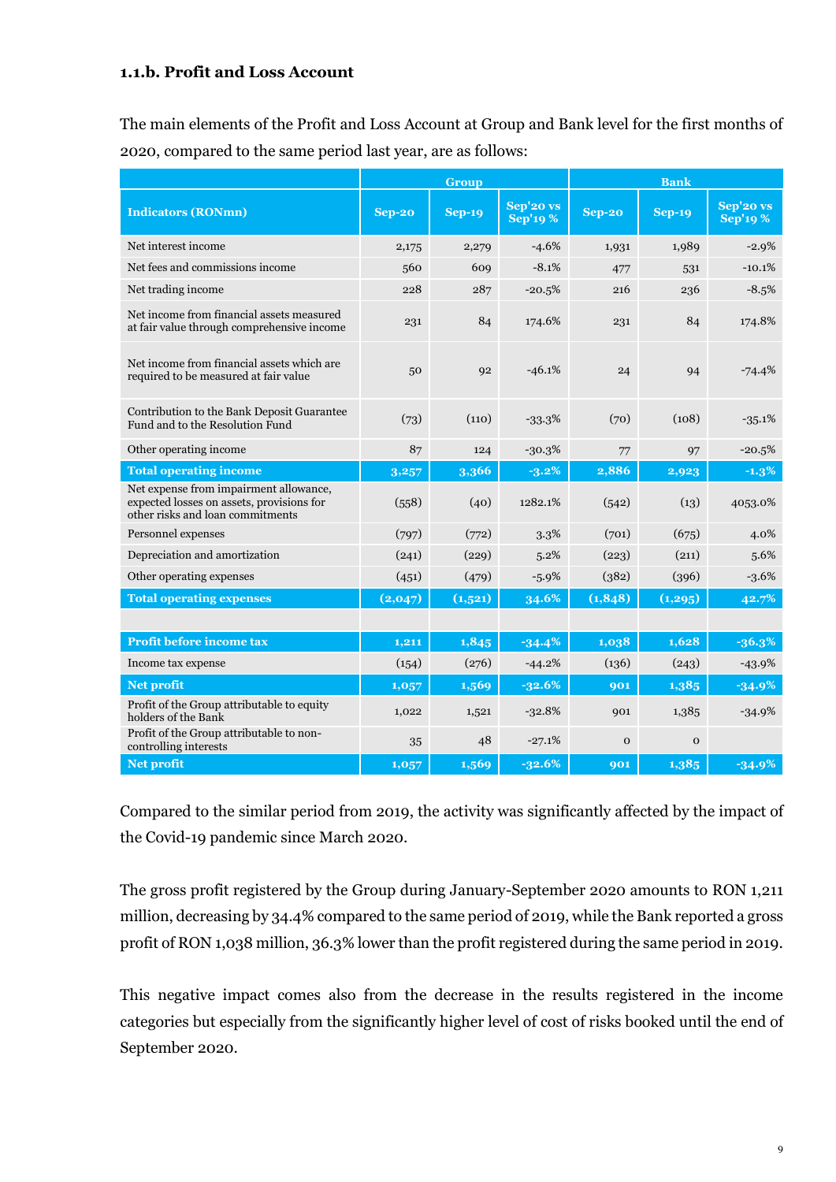### 1.1.b. Profit and Loss Account

The main elements of the Profit and Loss Account at Group and Bank level for the first months of 2020, compared to the same period last year, are as follows:

| | Group | | | Bank | | |
|---|---|---|---|---|---|---|
| **Indicators (RONmn)** | **Sep-20** | **Sep-19** | **Sep'20 vs Sep'19 %** | **Sep-20** | **Sep-19** | **Sep'20 vs Sep'19 %** |
| Net interest income | 2,175 | 2,279 | -4.6% | 1,931 | 1,989 | -2.9% |
| Net fees and commissions income | 560 | 609 | -8.1% | 477 | 531 | -10.1% |
| Net trading income | 228 | 287 | -20.5% | 216 | 236 | -8.5% |
| Net income from financial assets measured at fair value through comprehensive income | 231 | 84 | 174.6% | 231 | 84 | 174.8% |
| Net income from financial assets which are required to be measured at fair value | 50 | 92 | -46.1% | 24 | 94 | -74.4% |
| Contribution to the Bank Deposit Guarantee Fund and to the Resolution Fund | (73) | (110) | -33.3% | (70) | (108) | -35.1% |
| Other operating income | 87 | 124 | -30.3% | 77 | 97 | -20.5% |
| **Total operating income** | **3,257** | **3,366** | **-3.2%** | **2,886** | **2,923** | **-1.3%** |
| Net expense from impairment allowance, expected losses on assets, provisions for other risks and loan commitments | (558) | (40) | 1282.1% | (542) | (13) | 4053.0% |
| Personnel expenses | (797) | (772) | 3.3% | (701) | (675) | 4.0% |
| Depreciation and amortization | (241) | (229) | 5.2% | (223) | (211) | 5.6% |
| Other operating expenses | (451) | (479) | -5.9% | (382) | (396) | -3.6% |
| **Total operating expenses** | **(2,047)** | **(1,521)** | **34.6%** | **(1,848)** | **(1,295)** | **42.7%** |
| | | | | | | |
| **Profit before income tax** | **1,211** | **1,845** | **-34.4%** | **1,038** | **1,628** | **-36.3%** |
| Income tax expense | (154) | (276) | -44.2% | (136) | (243) | -43.9% |
| **Net profit** | **1,057** | **1,569** | **-32.6%** | **901** | **1,385** | **-34.9%** |
| Profit of the Group attributable to equity holders of the Bank | 1,022 | 1,521 | -32.8% | 901 | 1,385 | -34.9% |
| Profit of the Group attributable to non-controlling interests | 35 | 48 | -27.1% | 0 | 0 | |
| **Net profit** | **1,057** | **1,569** | **-32.6%** | **901** | **1,385** | **-34.9%** |

Compared to the similar period from 2019, the activity was significantly affected by the impact of the Covid-19 pandemic since March 2020.

The gross profit registered by the Group during January-September 2020 amounts to RON 1,211 million, decreasing by 34.4% compared to the same period of 2019, while the Bank reported a gross profit of RON 1,038 million, 36.3% lower than the profit registered during the same period in 2019.

This negative impact comes also from the decrease in the results registered in the income categories but especially from the significantly higher level of cost of risks booked until the end of September 2020.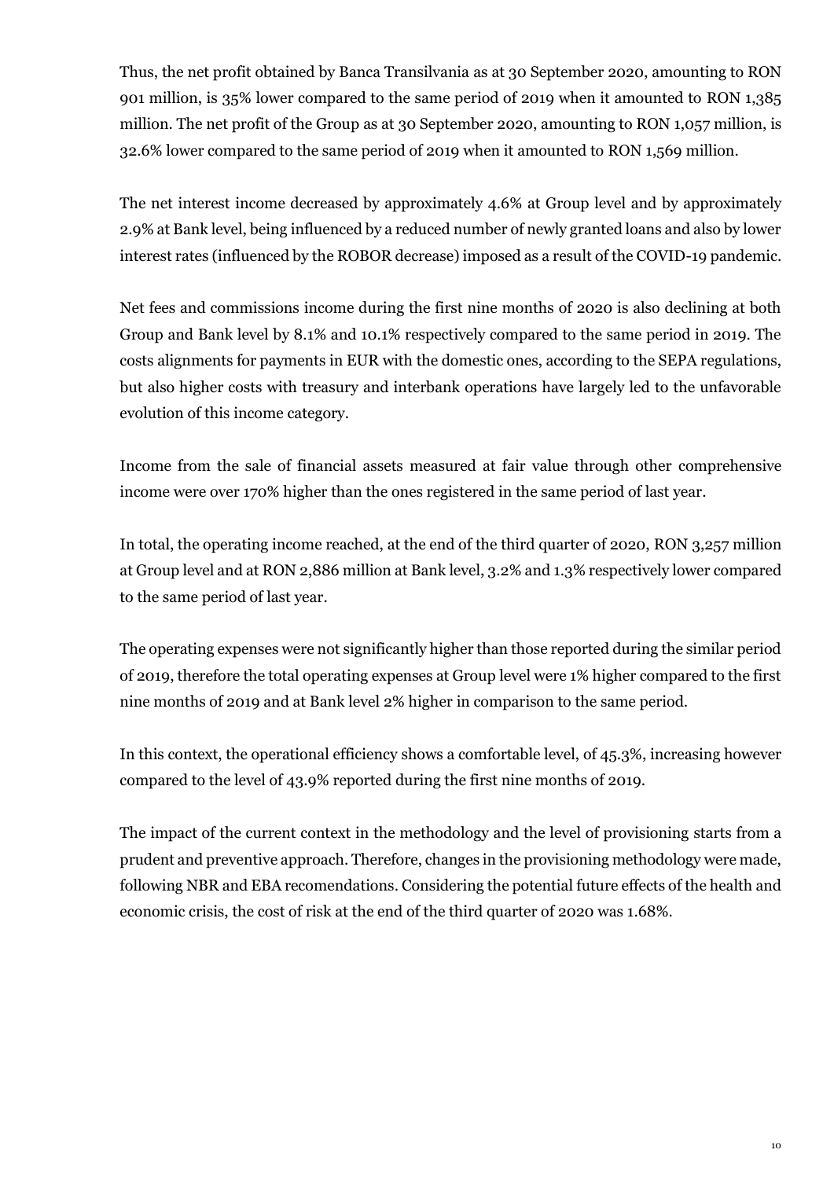Thus, the net profit obtained by Banca Transilvania as at 30 September 2020, amounting to RON 901 million, is 35% lower compared to the same period of 2019 when it amounted to RON 1,385 million. The net profit of the Group as at 30 September 2020, amounting to RON 1,057 million, is 32.6% lower compared to the same period of 2019 when it amounted to RON 1,569 million.

The net interest income decreased by approximately 4.6% at Group level and by approximately 2.9% at Bank level, being influenced by a reduced number of newly granted loans and also by lower interest rates (influenced by the ROBOR decrease) imposed as a result of the COVID-19 pandemic.

Net fees and commissions income during the first nine months of 2020 is also declining at both Group and Bank level by 8.1% and 10.1% respectively compared to the same period in 2019. The costs alignments for payments in EUR with the domestic ones, according to the SEPA regulations, but also higher costs with treasury and interbank operations have largely led to the unfavorable evolution of this income category.

Income from the sale of financial assets measured at fair value through other comprehensive income were over 170% higher than the ones registered in the same period of last year.

In total, the operating income reached, at the end of the third quarter of 2020, RON 3,257 million at Group level and at RON 2,886 million at Bank level, 3.2% and 1.3% respectively lower compared to the same period of last year.

The operating expenses were not significantly higher than those reported during the similar period of 2019, therefore the total operating expenses at Group level were 1% higher compared to the first nine months of 2019 and at Bank level 2% higher in comparison to the same period.

In this context, the operational efficiency shows a comfortable level, of 45.3%, increasing however compared to the level of 43.9% reported during the first nine months of 2019.

The impact of the current context in the methodology and the level of provisioning starts from a prudent and preventive approach. Therefore, changes in the provisioning methodology were made, following NBR and EBA recomendations. Considering the potential future effects of the health and economic crisis, the cost of risk at the end of the third quarter of 2020 was 1.68%.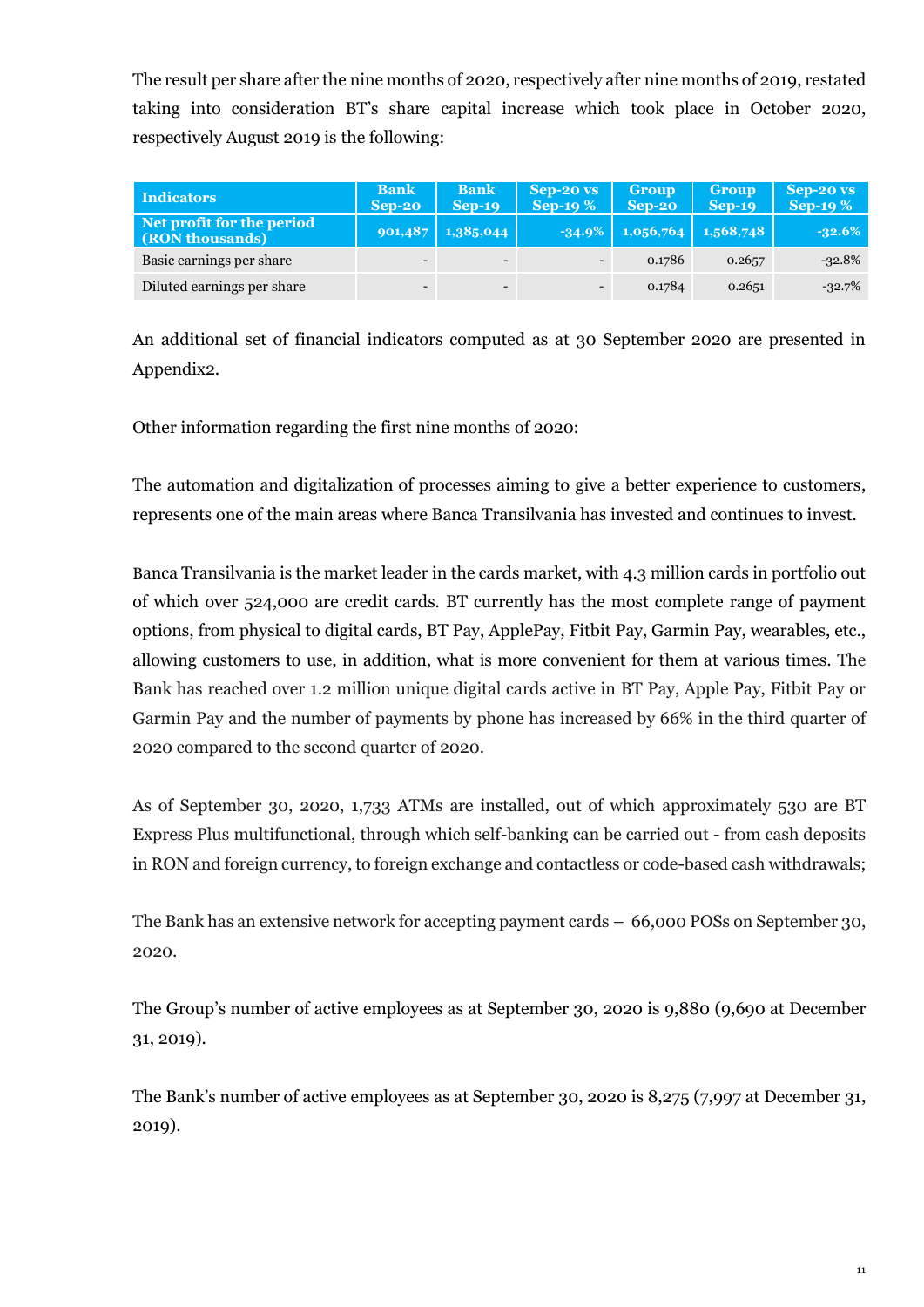The result per share after the nine months of 2020, respectively after nine months of 2019, restated taking into consideration BT's share capital increase which took place in October 2020, respectively August 2019 is the following:

| Indicators | Bank Sep-20 | Bank Sep-19 | Sep-20 vs Sep-19 % | Group Sep-20 | Group Sep-19 | Sep-20 vs Sep-19 % |
|---|---|---|---|---|---|---|
| Net profit for the period (RON thousands) | 901,487 | 1,385,044 | -34.9% | 1,056,764 | 1,568,748 | -32.6% |
| Basic earnings per share | - | - | - | 0.1786 | 0.2657 | -32.8% |
| Diluted earnings per share | - | - | - | 0.1784 | 0.2651 | -32.7% |

An additional set of financial indicators computed as at 30 September 2020 are presented in Appendix2.

Other information regarding the first nine months of 2020:

The automation and digitalization of processes aiming to give a better experience to customers, represents one of the main areas where Banca Transilvania has invested and continues to invest.

Banca Transilvania is the market leader in the cards market, with 4.3 million cards in portfolio out of which over 524,000 are credit cards. BT currently has the most complete range of payment options, from physical to digital cards, BT Pay, ApplePay, Fitbit Pay, Garmin Pay, wearables, etc., allowing customers to use, in addition, what is more convenient for them at various times. The Bank has reached over 1.2 million unique digital cards active in BT Pay, Apple Pay, Fitbit Pay or Garmin Pay and the number of payments by phone has increased by 66% in the third quarter of 2020 compared to the second quarter of 2020.

As of September 30, 2020, 1,733 ATMs are installed, out of which approximately 530 are BT Express Plus multifunctional, through which self-banking can be carried out - from cash deposits in RON and foreign currency, to foreign exchange and contactless or code-based cash withdrawals;

The Bank has an extensive network for accepting payment cards – 66,000 POSs on September 30, 2020.

The Group's number of active employees as at September 30, 2020 is 9,880 (9,690 at December 31, 2019).

The Bank's number of active employees as at September 30, 2020 is 8,275 (7,997 at December 31, 2019).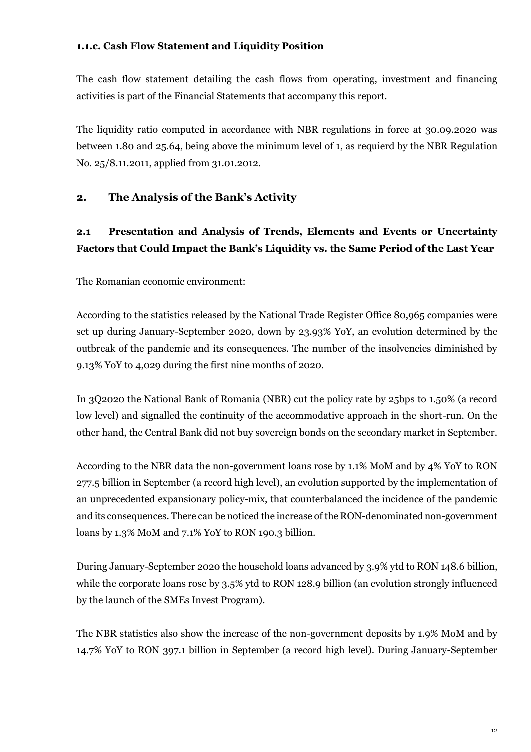### 1.1.c. Cash Flow Statement and Liquidity Position

The cash flow statement detailing the cash flows from operating, investment and financing activities is part of the Financial Statements that accompany this report.

The liquidity ratio computed in accordance with NBR regulations in force at 30.09.2020 was between 1.80 and 25.64, being above the minimum level of 1, as requierd by the NBR Regulation No. 25/8.11.2011, applied from 31.01.2012.

## 2. The Analysis of the Bank's Activity

### 2.1 Presentation and Analysis of Trends, Elements and Events or Uncertainty Factors that Could Impact the Bank's Liquidity vs. the Same Period of the Last Year

The Romanian economic environment:

According to the statistics released by the National Trade Register Office 80,965 companies were set up during January-September 2020, down by 23.93% YoY, an evolution determined by the outbreak of the pandemic and its consequences. The number of the insolvencies diminished by 9.13% YoY to 4,029 during the first nine months of 2020.

In 3Q2020 the National Bank of Romania (NBR) cut the policy rate by 25bps to 1.50% (a record low level) and signalled the continuity of the accommodative approach in the short-run. On the other hand, the Central Bank did not buy sovereign bonds on the secondary market in September.

According to the NBR data the non-government loans rose by 1.1% MoM and by 4% YoY to RON 277.5 billion in September (a record high level), an evolution supported by the implementation of an unprecedented expansionary policy-mix, that counterbalanced the incidence of the pandemic and its consequences. There can be noticed the increase of the RON-denominated non-government loans by 1.3% MoM and 7.1% YoY to RON 190.3 billion.

During January-September 2020 the household loans advanced by 3.9% ytd to RON 148.6 billion, while the corporate loans rose by 3.5% ytd to RON 128.9 billion (an evolution strongly influenced by the launch of the SMEs Invest Program).

The NBR statistics also show the increase of the non-government deposits by 1.9% MoM and by 14.7% YoY to RON 397.1 billion in September (a record high level). During January-September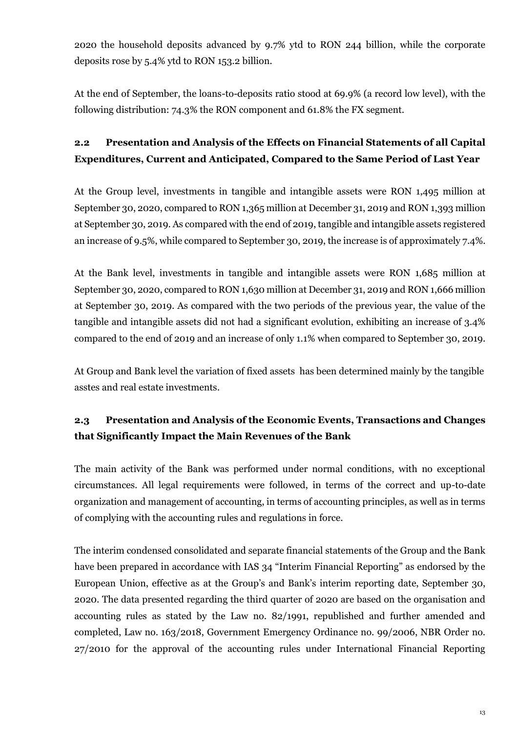2020 the household deposits advanced by 9.7% ytd to RON 244 billion, while the corporate deposits rose by 5.4% ytd to RON 153.2 billion.

At the end of September, the loans-to-deposits ratio stood at 69.9% (a record low level), with the following distribution: 74.3% the RON component and 61.8% the FX segment.

## 2.2 Presentation and Analysis of the Effects on Financial Statements of all Capital Expenditures, Current and Anticipated, Compared to the Same Period of Last Year

At the Group level, investments in tangible and intangible assets were RON 1,495 million at September 30, 2020, compared to RON 1,365 million at December 31, 2019 and RON 1,393 million at September 30, 2019. As compared with the end of 2019, tangible and intangible assets registered an increase of 9.5%, while compared to September 30, 2019, the increase is of approximately 7.4%.

At the Bank level, investments in tangible and intangible assets were RON 1,685 million at September 30, 2020, compared to RON 1,630 million at December 31, 2019 and RON 1,666 million at September 30, 2019. As compared with the two periods of the previous year, the value of the tangible and intangible assets did not had a significant evolution, exhibiting an increase of 3.4% compared to the end of 2019 and an increase of only 1.1% when compared to September 30, 2019.

At Group and Bank level the variation of fixed assets has been determined mainly by the tangible asstes and real estate investments.

## 2.3 Presentation and Analysis of the Economic Events, Transactions and Changes that Significantly Impact the Main Revenues of the Bank

The main activity of the Bank was performed under normal conditions, with no exceptional circumstances. All legal requirements were followed, in terms of the correct and up-to-date organization and management of accounting, in terms of accounting principles, as well as in terms of complying with the accounting rules and regulations in force.

The interim condensed consolidated and separate financial statements of the Group and the Bank have been prepared in accordance with IAS 34 "Interim Financial Reporting" as endorsed by the European Union, effective as at the Group's and Bank's interim reporting date, September 30, 2020. The data presented regarding the third quarter of 2020 are based on the organisation and accounting rules as stated by the Law no. 82/1991, republished and further amended and completed, Law no. 163/2018, Government Emergency Ordinance no. 99/2006, NBR Order no. 27/2010 for the approval of the accounting rules under International Financial Reporting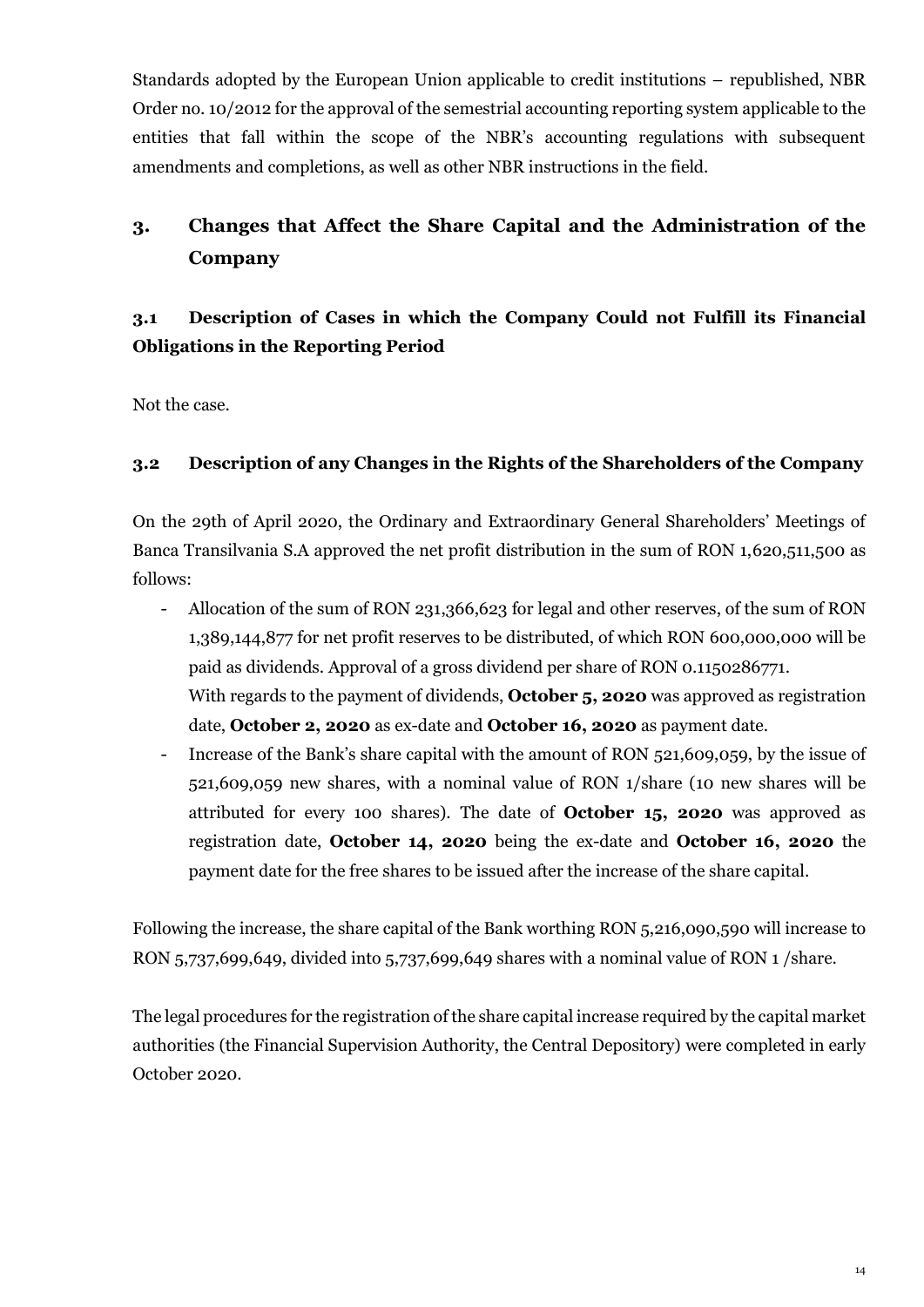Standards adopted by the European Union applicable to credit institutions – republished, NBR Order no. 10/2012 for the approval of the semestrial accounting reporting system applicable to the entities that fall within the scope of the NBR's accounting regulations with subsequent amendments and completions, as well as other NBR instructions in the field.

# 3. Changes that Affect the Share Capital and the Administration of the Company

## 3.1 Description of Cases in which the Company Could not Fulfill its Financial Obligations in the Reporting Period

Not the case.

## 3.2 Description of any Changes in the Rights of the Shareholders of the Company

On the 29th of April 2020, the Ordinary and Extraordinary General Shareholders' Meetings of Banca Transilvania S.A approved the net profit distribution in the sum of RON 1,620,511,500 as follows:

- Allocation of the sum of RON 231,366,623 for legal and other reserves, of the sum of RON 1,389,144,877 for net profit reserves to be distributed, of which RON 600,000,000 will be paid as dividends. Approval of a gross dividend per share of RON 0.1150286771.
  With regards to the payment of dividends, **October 5, 2020** was approved as registration date, **October 2, 2020** as ex-date and **October 16, 2020** as payment date.
- Increase of the Bank's share capital with the amount of RON 521,609,059, by the issue of 521,609,059 new shares, with a nominal value of RON 1/share (10 new shares will be attributed for every 100 shares). The date of **October 15, 2020** was approved as registration date, **October 14, 2020** being the ex-date and **October 16, 2020** the payment date for the free shares to be issued after the increase of the share capital.

Following the increase, the share capital of the Bank worthing RON 5,216,090,590 will increase to RON 5,737,699,649, divided into 5,737,699,649 shares with a nominal value of RON 1 /share.

The legal procedures for the registration of the share capital increase required by the capital market authorities (the Financial Supervision Authority, the Central Depository) were completed in early October 2020.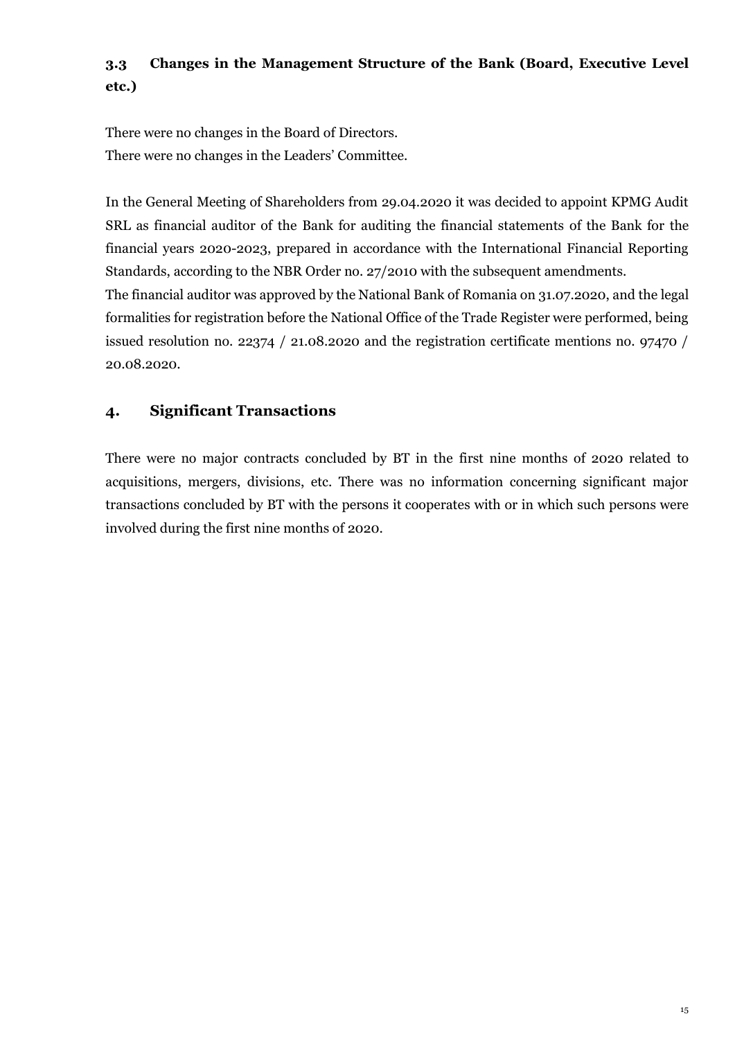### 3.3 Changes in the Management Structure of the Bank (Board, Executive Level etc.)

There were no changes in the Board of Directors.
There were no changes in the Leaders' Committee.

In the General Meeting of Shareholders from 29.04.2020 it was decided to appoint KPMG Audit SRL as financial auditor of the Bank for auditing the financial statements of the Bank for the financial years 2020-2023, prepared in accordance with the International Financial Reporting Standards, according to the NBR Order no. 27/2010 with the subsequent amendments.
The financial auditor was approved by the National Bank of Romania on 31.07.2020, and the legal formalities for registration before the National Office of the Trade Register were performed, being issued resolution no. 22374 / 21.08.2020 and the registration certificate mentions no. 97470 / 20.08.2020.

## 4. Significant Transactions

There were no major contracts concluded by BT in the first nine months of 2020 related to acquisitions, mergers, divisions, etc. There was no information concerning significant major transactions concluded by BT with the persons it cooperates with or in which such persons were involved during the first nine months of 2020.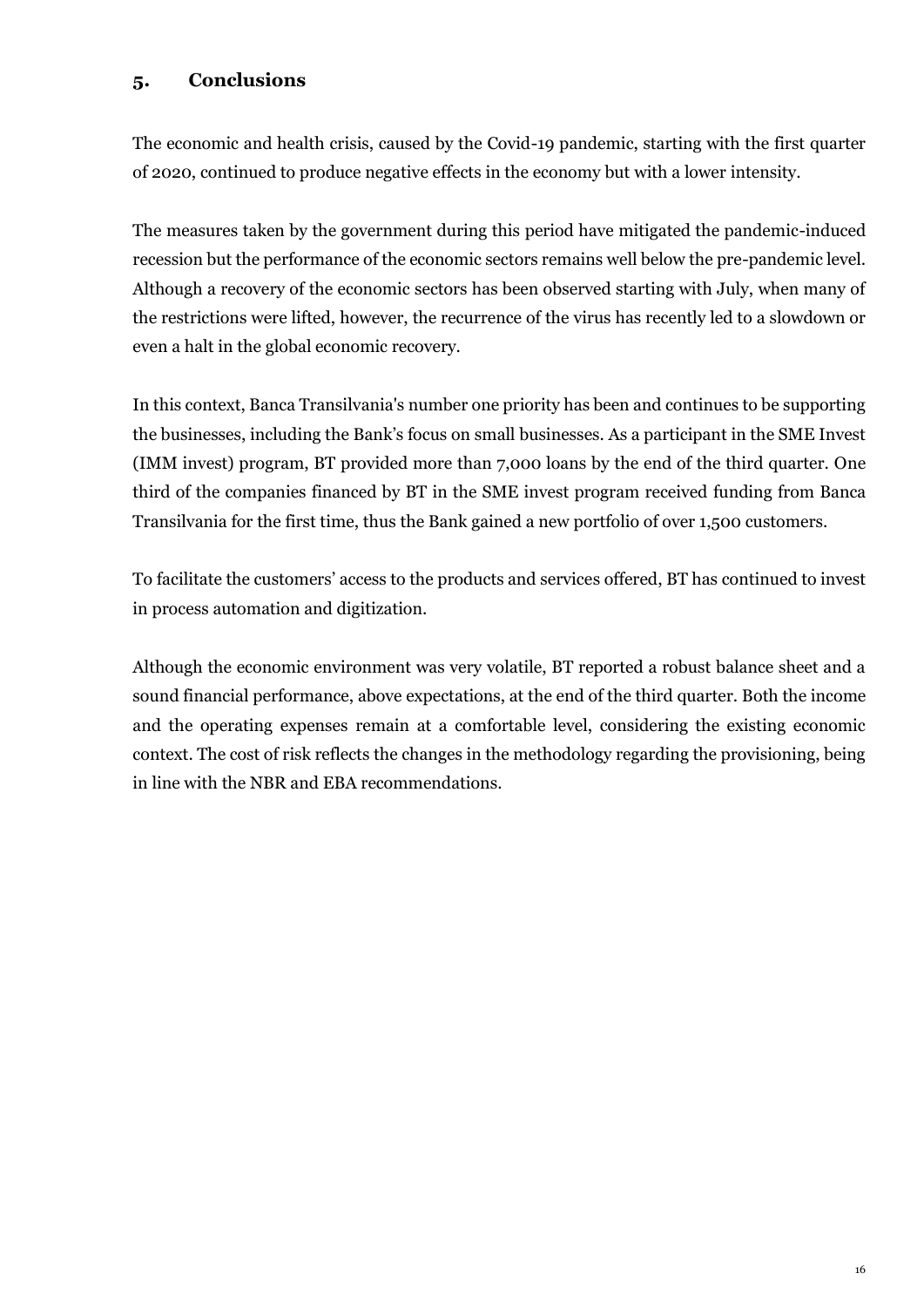## 5. Conclusions

The economic and health crisis, caused by the Covid-19 pandemic, starting with the first quarter of 2020, continued to produce negative effects in the economy but with a lower intensity.

The measures taken by the government during this period have mitigated the pandemic-induced recession but the performance of the economic sectors remains well below the pre-pandemic level. Although a recovery of the economic sectors has been observed starting with July, when many of the restrictions were lifted, however, the recurrence of the virus has recently led to a slowdown or even a halt in the global economic recovery.

In this context, Banca Transilvania's number one priority has been and continues to be supporting the businesses, including the Bank's focus on small businesses. As a participant in the SME Invest (IMM invest) program, BT provided more than 7,000 loans by the end of the third quarter. One third of the companies financed by BT in the SME invest program received funding from Banca Transilvania for the first time, thus the Bank gained a new portfolio of over 1,500 customers.

To facilitate the customers' access to the products and services offered, BT has continued to invest in process automation and digitization.

Although the economic environment was very volatile, BT reported a robust balance sheet and a sound financial performance, above expectations, at the end of the third quarter. Both the income and the operating expenses remain at a comfortable level, considering the existing economic context. The cost of risk reflects the changes in the methodology regarding the provisioning, being in line with the NBR and EBA recommendations.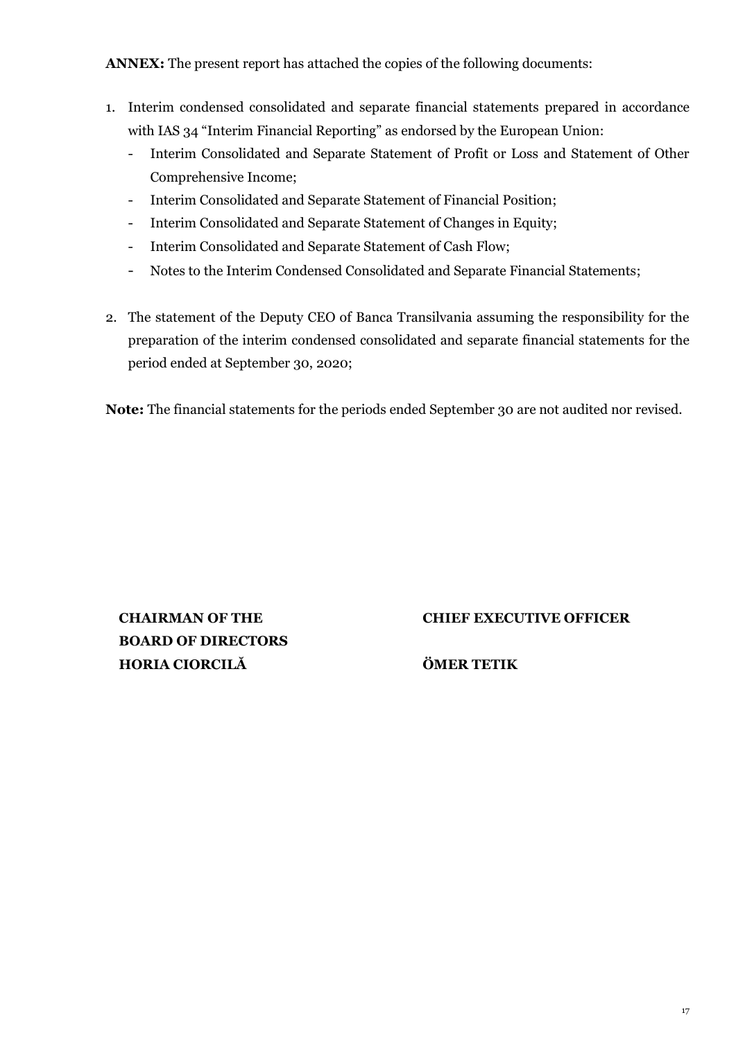**ANNEX:** The present report has attached the copies of the following documents:

1. Interim condensed consolidated and separate financial statements prepared in accordance with IAS 34 "Interim Financial Reporting" as endorsed by the European Union:
   - Interim Consolidated and Separate Statement of Profit or Loss and Statement of Other Comprehensive Income;
   - Interim Consolidated and Separate Statement of Financial Position;
   - Interim Consolidated and Separate Statement of Changes in Equity;
   - Interim Consolidated and Separate Statement of Cash Flow;
   - Notes to the Interim Condensed Consolidated and Separate Financial Statements;

2. The statement of the Deputy CEO of Banca Transilvania assuming the responsibility for the preparation of the interim condensed consolidated and separate financial statements for the period ended at September 30, 2020;

**Note:** The financial statements for the periods ended September 30 are not audited nor revised.

**CHAIRMAN OF THE BOARD OF DIRECTORS**
**HORIA CIORCILĂ**

**CHIEF EXECUTIVE OFFICER**
**ÖMER TETIK**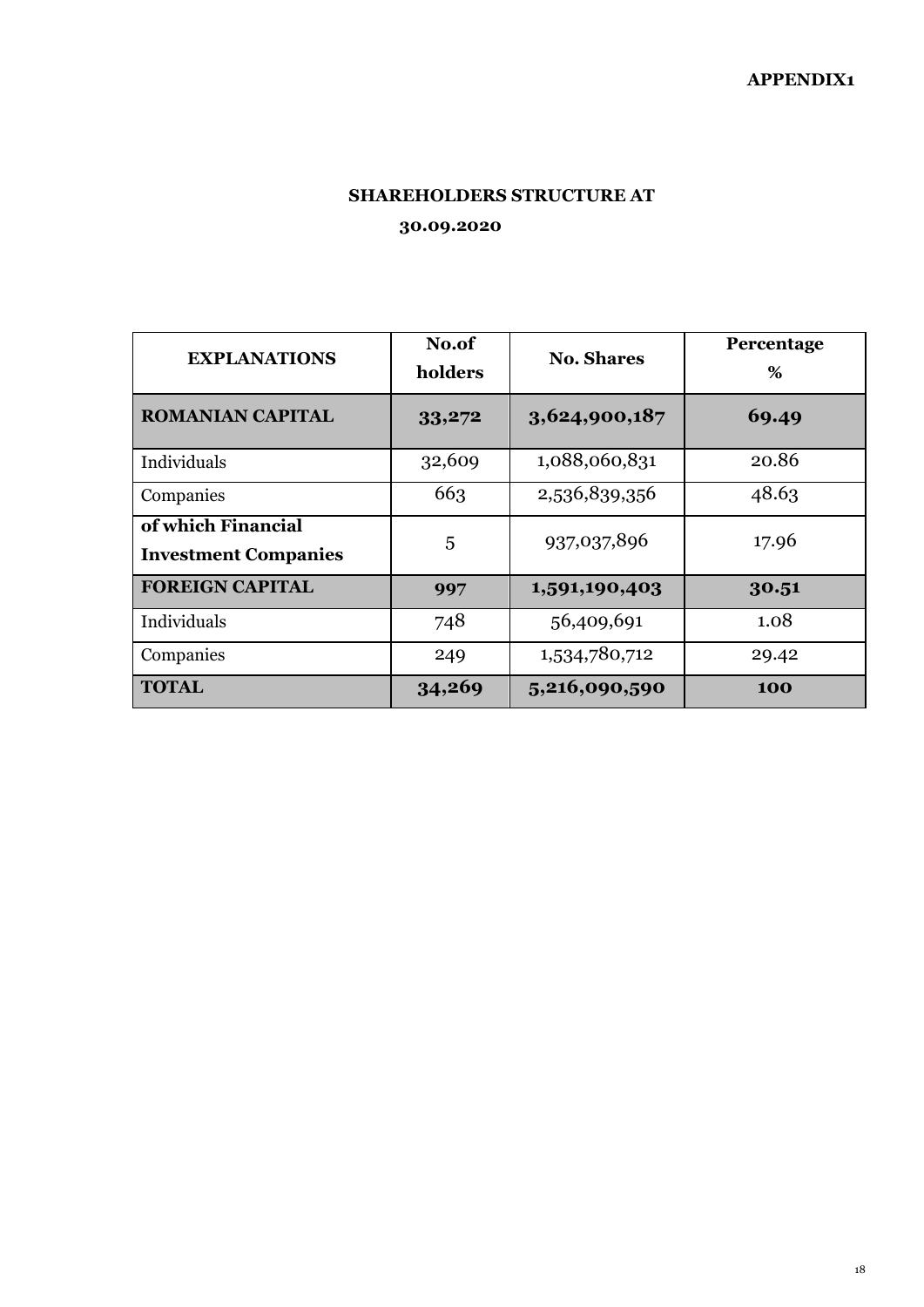**APPENDIX1**

## SHAREHOLDERS STRUCTURE AT 30.09.2020

| EXPLANATIONS | No.of holders | No. Shares | Percentage % |
|---|---|---|---|
| **ROMANIAN CAPITAL** | **33,272** | **3,624,900,187** | **69.49** |
| Individuals | 32,609 | 1,088,060,831 | 20.86 |
| Companies | 663 | 2,536,839,356 | 48.63 |
| **of which Financial Investment Companies** | 5 | 937,037,896 | 17.96 |
| **FOREIGN CAPITAL** | **997** | **1,591,190,403** | **30.51** |
| Individuals | 748 | 56,409,691 | 1.08 |
| Companies | 249 | 1,534,780,712 | 29.42 |
| **TOTAL** | **34,269** | **5,216,090,590** | **100** |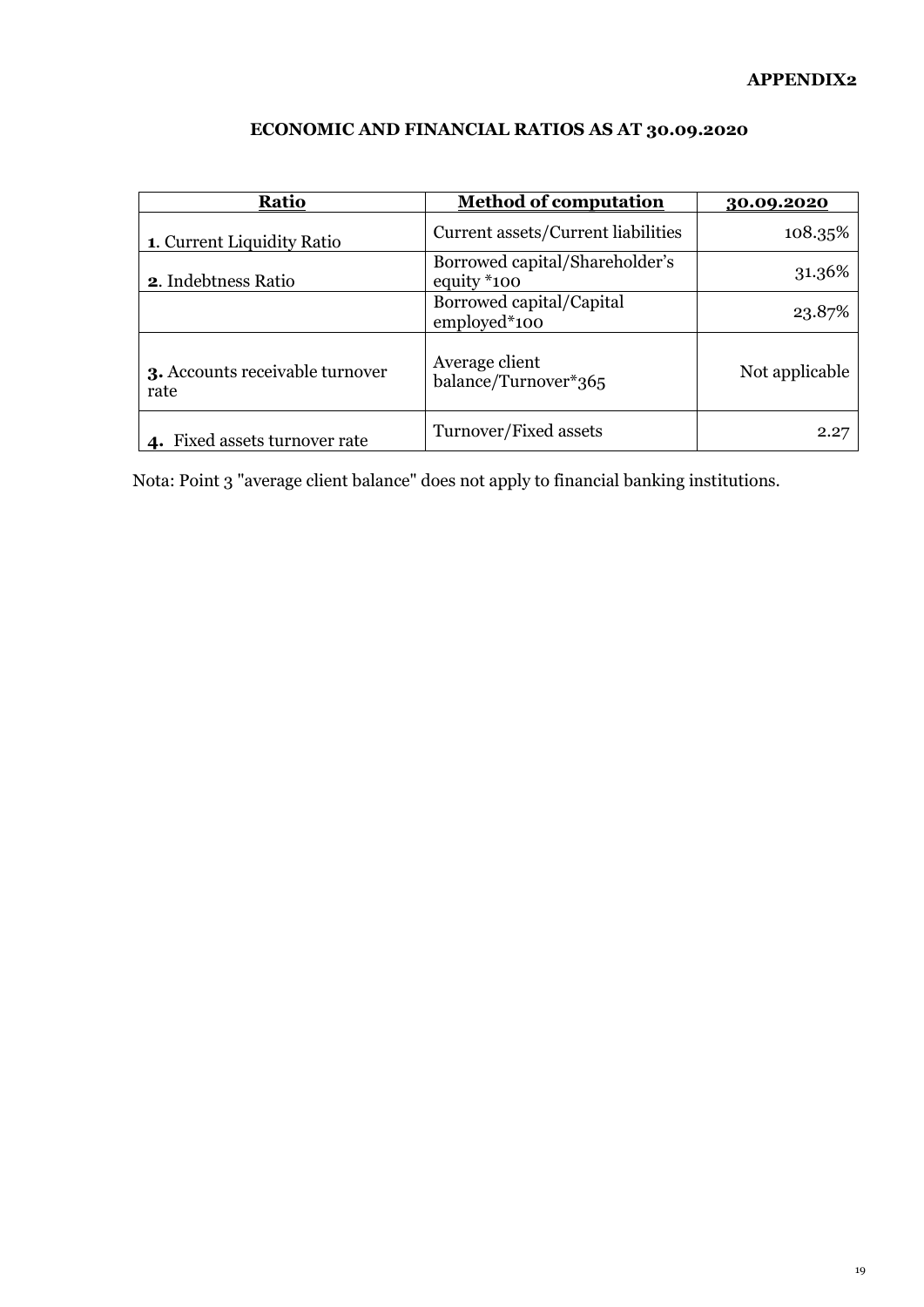**APPENDIX2**

## ECONOMIC AND FINANCIAL RATIOS AS AT 30.09.2020

| Ratio | Method of computation | 30.09.2020 |
|---|---|---|
| **1**. Current Liquidity Ratio | Current assets/Current liabilities | 108.35% |
| **2**. Indebtness Ratio | Borrowed capital/Shareholder's equity *100 | 31.36% |
| | Borrowed capital/Capital employed*100 | 23.87% |
| **3.** Accounts receivable turnover rate | Average client balance/Turnover*365 | Not applicable |
| **4.** Fixed assets turnover rate | Turnover/Fixed assets | 2.27 |

Nota: Point 3 "average client balance" does not apply to financial banking institutions.